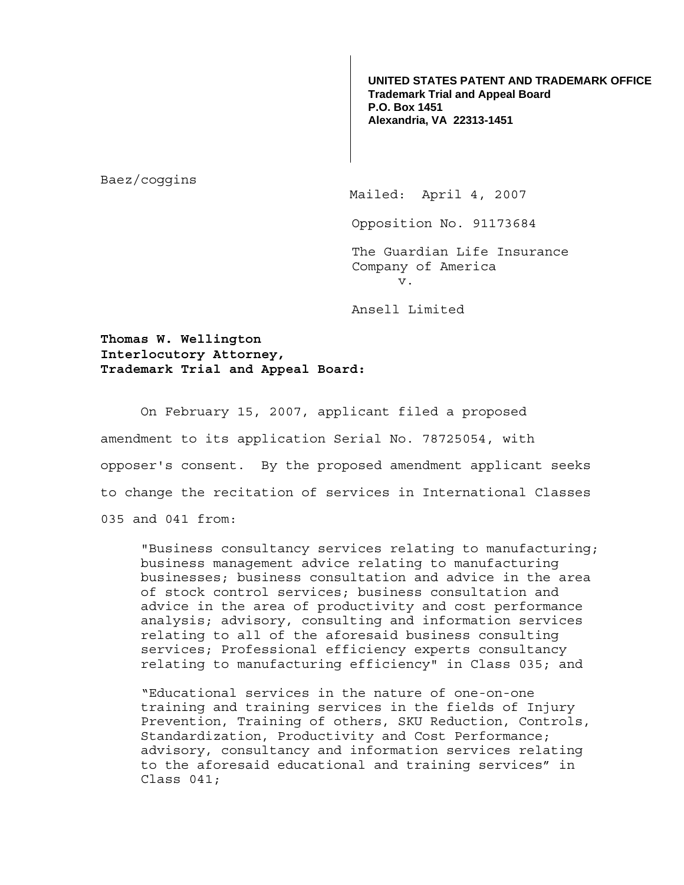**UNITED STATES PATENT AND TRADEMARK OFFICE**
**Trademark Trial and Appeal Board**
**P.O. Box 1451**
**Alexandria, VA 22313-1451**

Baez/coggins

Mailed: April 4, 2007

Opposition No. 91173684

The Guardian Life Insurance Company of America

v.

Ansell Limited

**Thomas W. Wellington**
**Interlocutory Attorney,**
**Trademark Trial and Appeal Board:**

On February 15, 2007, applicant filed a proposed amendment to its application Serial No. 78725054, with opposer's consent. By the proposed amendment applicant seeks to change the recitation of services in International Classes 035 and 041 from:

> "Business consultancy services relating to manufacturing; business management advice relating to manufacturing businesses; business consultation and advice in the area of stock control services; business consultation and advice in the area of productivity and cost performance analysis; advisory, consulting and information services relating to all of the aforesaid business consulting services; Professional efficiency experts consultancy relating to manufacturing efficiency" in Class 035; and
>
> "Educational services in the nature of one-on-one training and training services in the fields of Injury Prevention, Training of others, SKU Reduction, Controls, Standardization, Productivity and Cost Performance; advisory, consultancy and information services relating to the aforesaid educational and training services" in Class 041;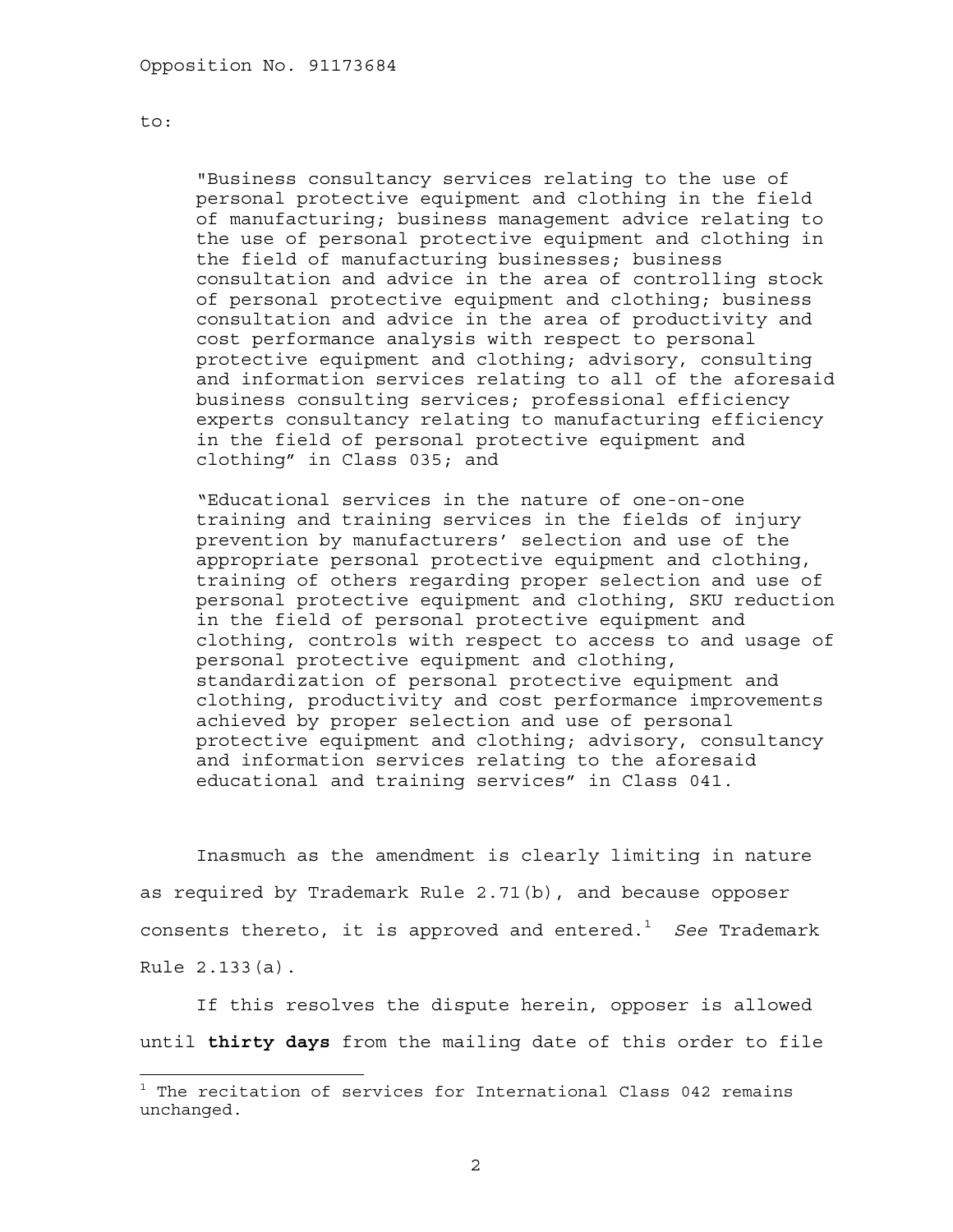to:

> "Business consultancy services relating to the use of personal protective equipment and clothing in the field of manufacturing; business management advice relating to the use of personal protective equipment and clothing in the field of manufacturing businesses; business consultation and advice in the area of controlling stock of personal protective equipment and clothing; business consultation and advice in the area of productivity and cost performance analysis with respect to personal protective equipment and clothing; advisory, consulting and information services relating to all of the aforesaid business consulting services; professional efficiency experts consultancy relating to manufacturing efficiency in the field of personal protective equipment and clothing" in Class 035; and
>
> "Educational services in the nature of one-on-one training and training services in the fields of injury prevention by manufacturers' selection and use of the appropriate personal protective equipment and clothing, training of others regarding proper selection and use of personal protective equipment and clothing, SKU reduction in the field of personal protective equipment and clothing, controls with respect to access to and usage of personal protective equipment and clothing, standardization of personal protective equipment and clothing, productivity and cost performance improvements achieved by proper selection and use of personal protective equipment and clothing; advisory, consultancy and information services relating to the aforesaid educational and training services" in Class 041.

Inasmuch as the amendment is clearly limiting in nature as required by Trademark Rule 2.71(b), and because opposer consents thereto, it is approved and entered.[1] *See* Trademark Rule 2.133(a).

If this resolves the dispute herein, opposer is allowed until **thirty days** from the mailing date of this order to file

---

[1] The recitation of services for International Class 042 remains unchanged.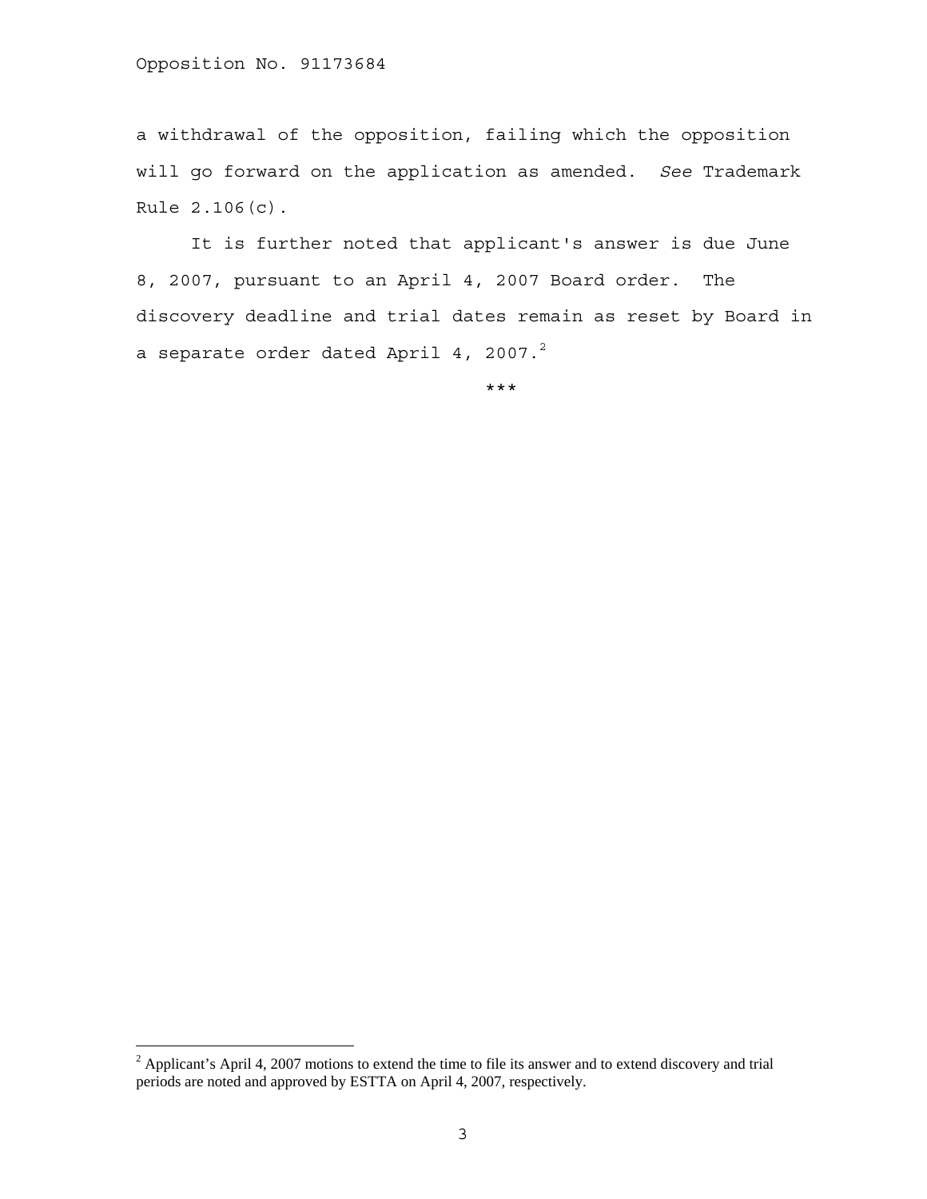a withdrawal of the opposition, failing which the opposition will go forward on the application as amended. *See* Trademark Rule 2.106(c).

It is further noted that applicant's answer is due June 8, 2007, pursuant to an April 4, 2007 Board order. The discovery deadline and trial dates remain as reset by Board in a separate order dated April 4, 2007.[2]

***

[2] Applicant's April 4, 2007 motions to extend the time to file its answer and to extend discovery and trial periods are noted and approved by ESTTA on April 4, 2007, respectively.